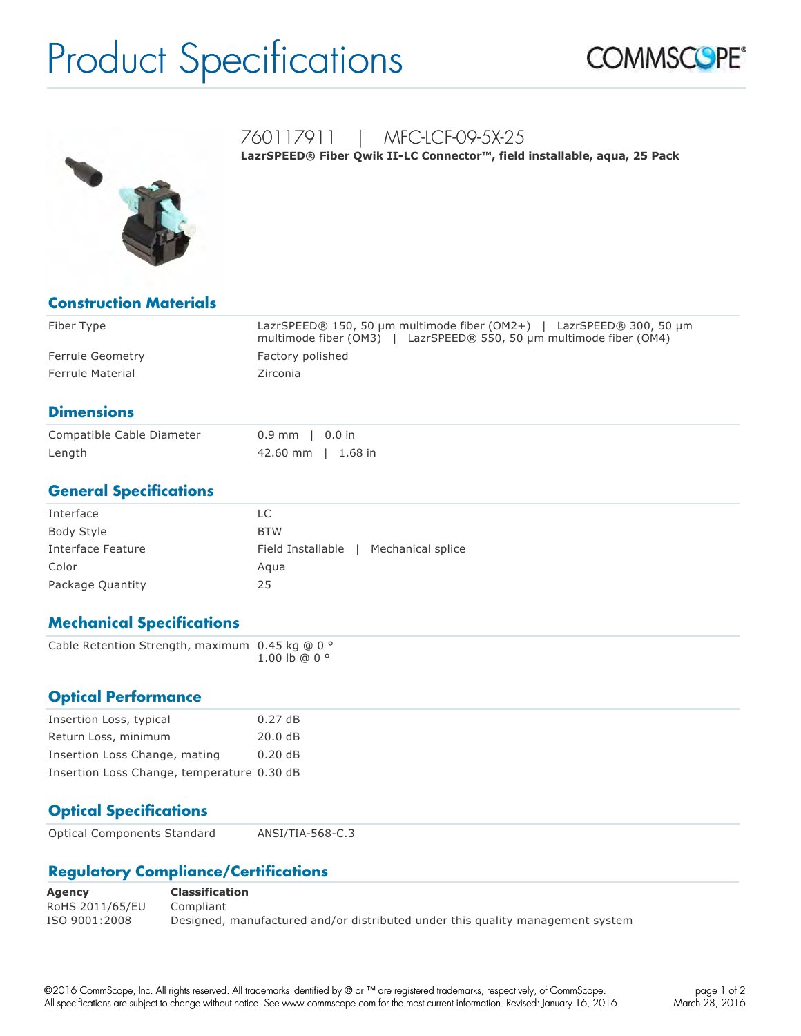# Product Specifications

## 760117911 | MFC-LCF-09-5X-25

**LazrSPEED® Fiber Qwik II-LC Connector™, field installable, aqua, 25 Pack**

### Construction Materials

| | |
|---|---|
| Fiber Type | LazrSPEED® 150, 50 µm multimode fiber (OM2+) \| LazrSPEED® 300, 50 µm multimode fiber (OM3) \| LazrSPEED® 550, 50 µm multimode fiber (OM4) |
| Ferrule Geometry | Factory polished |
| Ferrule Material | Zirconia |

### Dimensions

| | |
|---|---|
| Compatible Cable Diameter | 0.9 mm \| 0.0 in |
| Length | 42.60 mm \| 1.68 in |

### General Specifications

| | |
|---|---|
| Interface | LC |
| Body Style | BTW |
| Interface Feature | Field Installable \| Mechanical splice |
| Color | Aqua |
| Package Quantity | 25 |

### Mechanical Specifications

| | |
|---|---|
| Cable Retention Strength, maximum | 0.45 kg @ 0 °<br>1.00 lb @ 0 ° |

### Optical Performance

| | |
|---|---|
| Insertion Loss, typical | 0.27 dB |
| Return Loss, minimum | 20.0 dB |
| Insertion Loss Change, mating | 0.20 dB |
| Insertion Loss Change, temperature | 0.30 dB |

### Optical Specifications

| | |
|---|---|
| Optical Components Standard | ANSI/TIA-568-C.3 |

### Regulatory Compliance/Certifications

| Agency | Classification |
|---|---|
| RoHS 2011/65/EU | Compliant |
| ISO 9001:2008 | Designed, manufactured and/or distributed under this quality management system |

©2016 CommScope, Inc. All rights reserved. All trademarks identified by ® or ™ are registered trademarks, respectively, of CommScope.
All specifications are subject to change without notice. See www.commscope.com for the most current information. Revised: January 16, 2016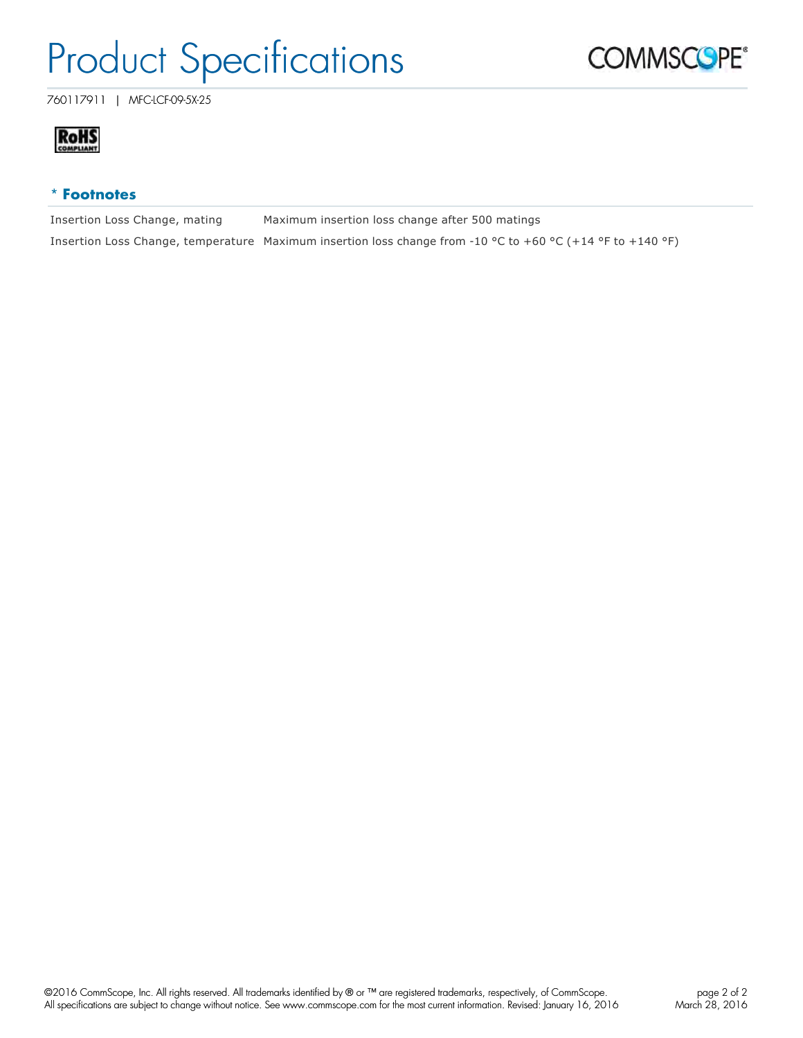# Product Specifications

760117911 | MFC-LCF-09-5X-25

RoHS COMPLIANT

## * Footnotes

| | |
|---|---|
| Insertion Loss Change, mating | Maximum insertion loss change after 500 matings |
| Insertion Loss Change, temperature | Maximum insertion loss change from -10 °C to +60 °C (+14 °F to +140 °F) |

©2016 CommScope, Inc. All rights reserved. All trademarks identified by ® or ™ are registered trademarks, respectively, of CommScope.
All specifications are subject to change without notice. See www.commscope.com for the most current information. Revised: January 16, 2016

March 28, 2016